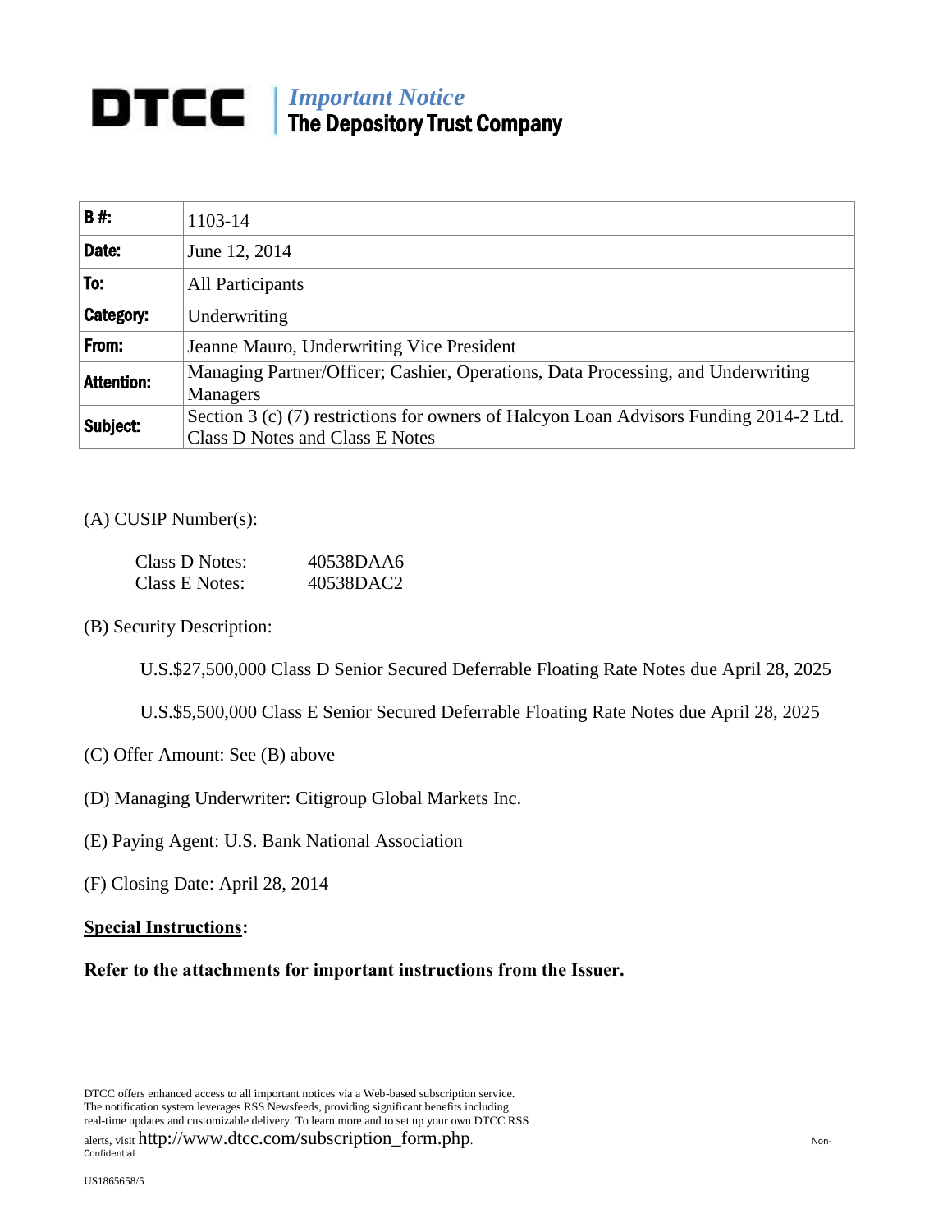# DTCC | *Important Notice* The Depository Trust Company

| | |
|---|---|
| **B #:** | 1103-14 |
| **Date:** | June 12, 2014 |
| **To:** | All Participants |
| **Category:** | Underwriting |
| **From:** | Jeanne Mauro, Underwriting Vice President |
| **Attention:** | Managing Partner/Officer; Cashier, Operations, Data Processing, and Underwriting Managers |
| **Subject:** | Section 3 (c) (7) restrictions for owners of Halcyon Loan Advisors Funding 2014-2 Ltd. Class D Notes and Class E Notes |

(A) CUSIP Number(s):

Class D Notes: 40538DAA6
Class E Notes: 40538DAC2

(B) Security Description:

U.S.$27,500,000 Class D Senior Secured Deferrable Floating Rate Notes due April 28, 2025

U.S.$5,500,000 Class E Senior Secured Deferrable Floating Rate Notes due April 28, 2025

(C) Offer Amount: See (B) above

(D) Managing Underwriter: Citigroup Global Markets Inc.

(E) Paying Agent: U.S. Bank National Association

(F) Closing Date: April 28, 2014

**Special Instructions:**

**Refer to the attachments for important instructions from the Issuer.**

DTCC offers enhanced access to all important notices via a Web-based subscription service. The notification system leverages RSS Newsfeeds, providing significant benefits including real-time updates and customizable delivery. To learn more and to set up your own DTCC RSS alerts, visit http://www.dtcc.com/subscription_form.php.

Non-Confidential

US1865658/5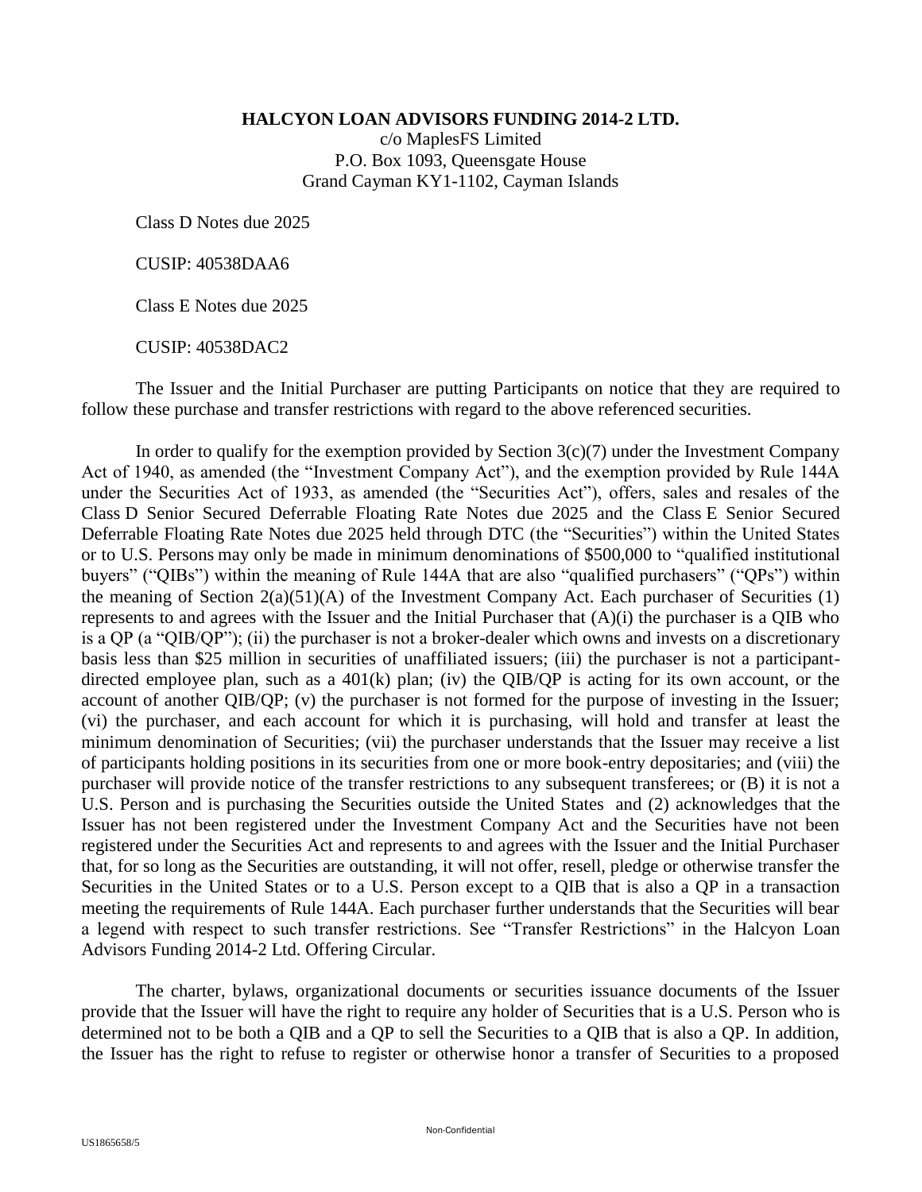**HALCYON LOAN ADVISORS FUNDING 2014-2 LTD.**
c/o MaplesFS Limited
P.O. Box 1093, Queensgate House
Grand Cayman KY1-1102, Cayman Islands

Class D Notes due 2025

CUSIP: 40538DAA6

Class E Notes due 2025

CUSIP: 40538DAC2

The Issuer and the Initial Purchaser are putting Participants on notice that they are required to follow these purchase and transfer restrictions with regard to the above referenced securities.

In order to qualify for the exemption provided by Section 3(c)(7) under the Investment Company Act of 1940, as amended (the "Investment Company Act"), and the exemption provided by Rule 144A under the Securities Act of 1933, as amended (the "Securities Act"), offers, sales and resales of the Class D Senior Secured Deferrable Floating Rate Notes due 2025 and the Class E Senior Secured Deferrable Floating Rate Notes due 2025 held through DTC (the "Securities") within the United States or to U.S. Persons may only be made in minimum denominations of $500,000 to "qualified institutional buyers" ("QIBs") within the meaning of Rule 144A that are also "qualified purchasers" ("QPs") within the meaning of Section 2(a)(51)(A) of the Investment Company Act. Each purchaser of Securities (1) represents to and agrees with the Issuer and the Initial Purchaser that (A)(i) the purchaser is a QIB who is a QP (a "QIB/QP"); (ii) the purchaser is not a broker-dealer which owns and invests on a discretionary basis less than $25 million in securities of unaffiliated issuers; (iii) the purchaser is not a participant-directed employee plan, such as a 401(k) plan; (iv) the QIB/QP is acting for its own account, or the account of another QIB/QP; (v) the purchaser is not formed for the purpose of investing in the Issuer; (vi) the purchaser, and each account for which it is purchasing, will hold and transfer at least the minimum denomination of Securities; (vii) the purchaser understands that the Issuer may receive a list of participants holding positions in its securities from one or more book-entry depositaries; and (viii) the purchaser will provide notice of the transfer restrictions to any subsequent transferees; or (B) it is not a U.S. Person and is purchasing the Securities outside the United States and (2) acknowledges that the Issuer has not been registered under the Investment Company Act and the Securities have not been registered under the Securities Act and represents to and agrees with the Issuer and the Initial Purchaser that, for so long as the Securities are outstanding, it will not offer, resell, pledge or otherwise transfer the Securities in the United States or to a U.S. Person except to a QIB that is also a QP in a transaction meeting the requirements of Rule 144A. Each purchaser further understands that the Securities will bear a legend with respect to such transfer restrictions. See "Transfer Restrictions" in the Halcyon Loan Advisors Funding 2014-2 Ltd. Offering Circular.

The charter, bylaws, organizational documents or securities issuance documents of the Issuer provide that the Issuer will have the right to require any holder of Securities that is a U.S. Person who is determined not to be both a QIB and a QP to sell the Securities to a QIB that is also a QP. In addition, the Issuer has the right to refuse to register or otherwise honor a transfer of Securities to a proposed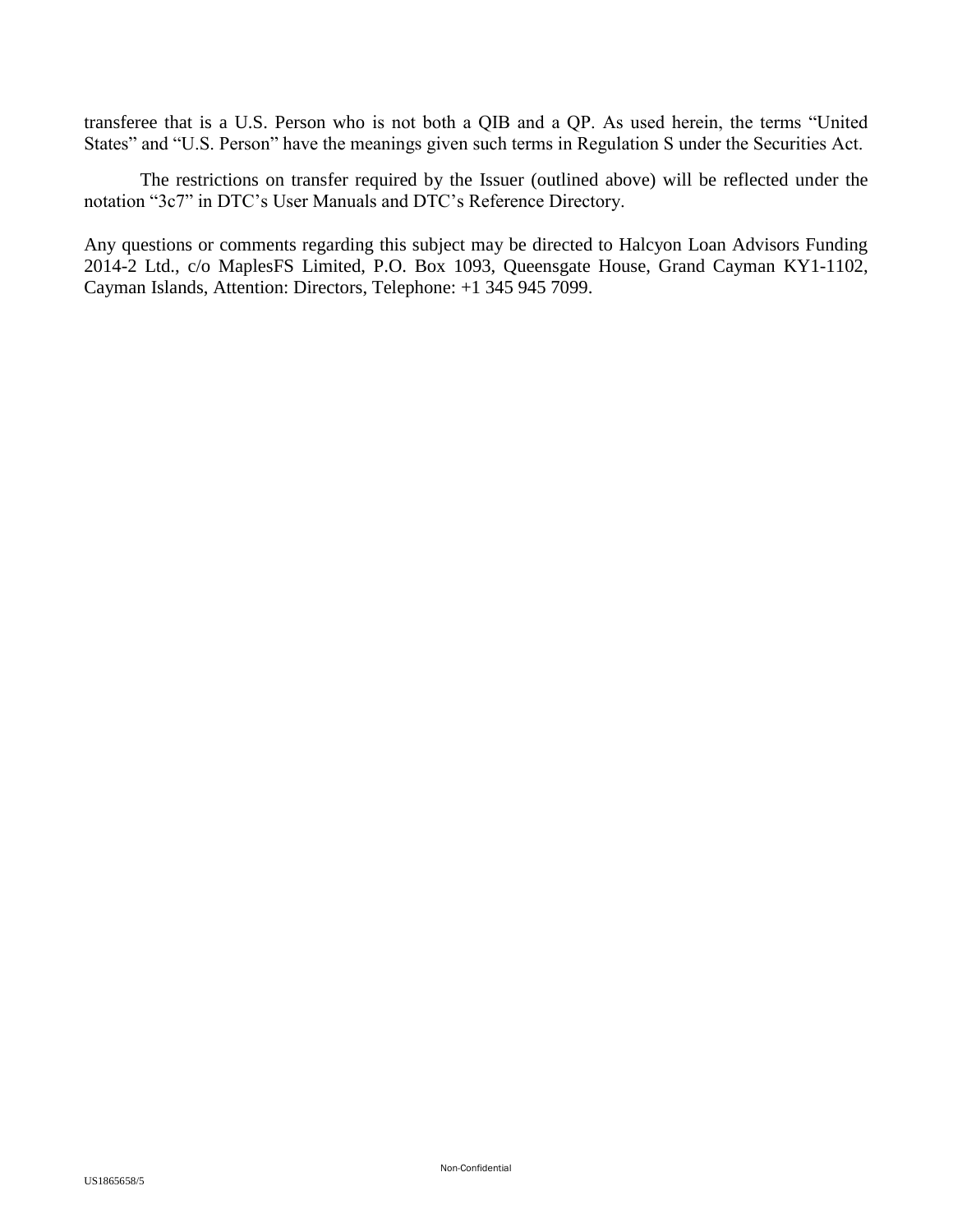transferee that is a U.S. Person who is not both a QIB and a QP. As used herein, the terms "United States" and "U.S. Person" have the meanings given such terms in Regulation S under the Securities Act.

The restrictions on transfer required by the Issuer (outlined above) will be reflected under the notation "3c7" in DTC's User Manuals and DTC's Reference Directory.

Any questions or comments regarding this subject may be directed to Halcyon Loan Advisors Funding 2014-2 Ltd., c/o MaplesFS Limited, P.O. Box 1093, Queensgate House, Grand Cayman KY1-1102, Cayman Islands, Attention: Directors, Telephone: +1 345 945 7099.